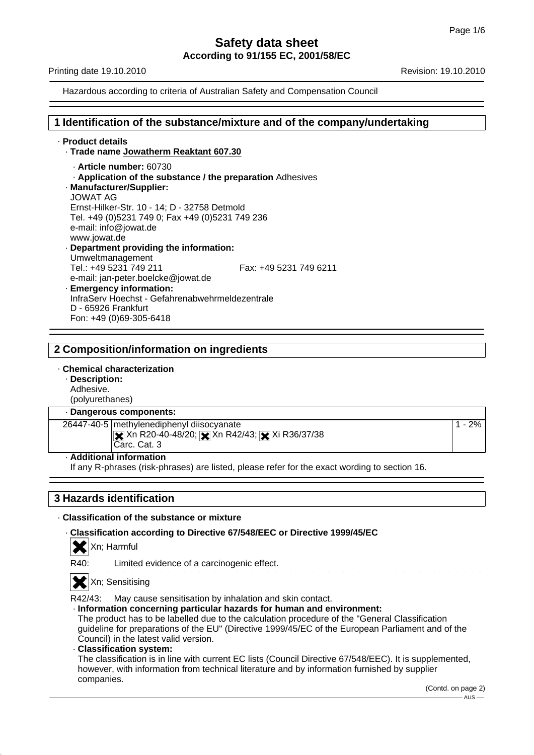# Safety data sheet

**According to 91/155 EC, 2001/58/EC**

Printing date 19.10.2010 Revision: 19.10.2010

Hazardous according to criteria of Australian Safety and Compensation Council

## 1 Identification of the substance/mixture and of the company/undertaking

· **Product details**

· **Trade name Jowatherm Reaktant 607.30**

· **Article number:** 60730

· **Application of the substance / the preparation** Adhesives

· **Manufacturer/Supplier:**
JOWAT AG
Ernst-Hilker-Str. 10 - 14; D - 32758 Detmold
Tel. +49 (0)5231 749 0; Fax +49 (0)5231 749 236
e-mail: info@jowat.de
www.jowat.de

· **Department providing the information:**
Umweltmanagement
Tel.: +49 5231 749 211 Fax: +49 5231 749 6211
e-mail: jan-peter.boelcke@jowat.de

· **Emergency information:**
InfraServ Hoechst - Gefahrenabwehrmeldezentrale
D - 65926 Frankfurt
Fon: +49 (0)69-305-6418

## 2 Composition/information on ingredients

· **Chemical characterization**

· **Description:**
Adhesive.
(polyurethanes)

| · **Dangerous components:** | | |
|---|---|---|
| 26447-40-5 | methylenediphenyl diisocyanate<br>Xn R20-40-48/20; Xn R42/43; Xi R36/37/38<br>Carc. Cat. 3 | 1 - 2% |

· **Additional information**
If any R-phrases (risk-phrases) are listed, please refer for the exact wording to section 16.

## 3 Hazards identification

· **Classification of the substance or mixture**

· **Classification according to Directive 67/548/EEC or Directive 1999/45/EC**

Xn; Harmful

R40: Limited evidence of a carcinogenic effect.

Xn; Sensitising

R42/43: May cause sensitisation by inhalation and skin contact.

· **Information concerning particular hazards for human and environment:**
The product has to be labelled due to the calculation procedure of the "General Classification guideline for preparations of the EU" (Directive 1999/45/EC of the European Parliament and of the Council) in the latest valid version.

· **Classification system:**
The classification is in line with current EC lists (Council Directive 67/548/EEC). It is supplemented, however, with information from technical literature and by information furnished by supplier companies.

(Contd. on page 2)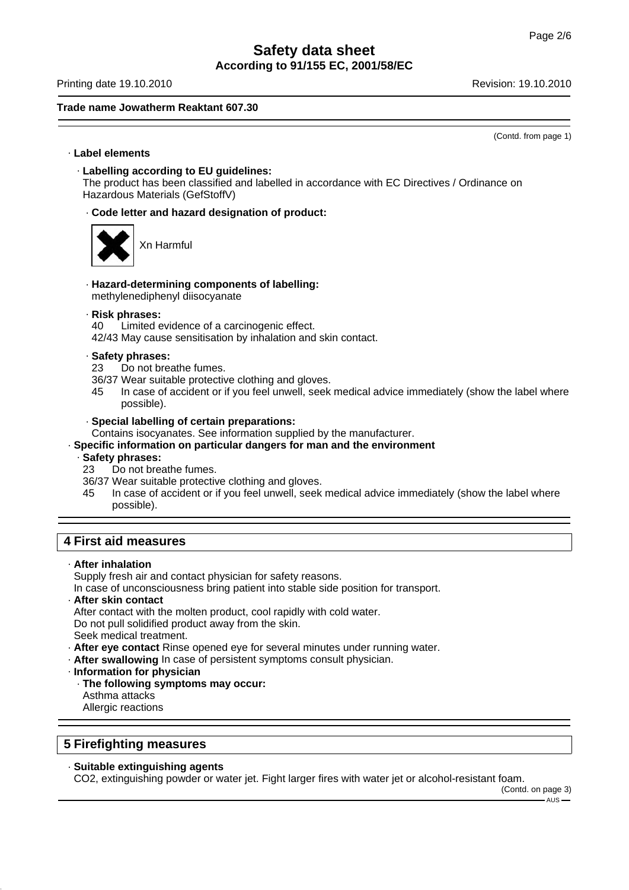**Safety data sheet**
**According to 91/155 EC, 2001/58/EC**

Printing date 19.10.2010 Revision: 19.10.2010

**Trade name Jowatherm Reaktant 607.30**

(Contd. from page 1)

· **Label elements**

· **Labelling according to EU guidelines:**
The product has been classified and labelled in accordance with EC Directives / Ordinance on Hazardous Materials (GefStoffV)

· **Code letter and hazard designation of product:**

Xn Harmful

· **Hazard-determining components of labelling:**
methylenediphenyl diisocyanate

· **Risk phrases:**
40 Limited evidence of a carcinogenic effect.
42/43 May cause sensitisation by inhalation and skin contact.

· **Safety phrases:**
23 Do not breathe fumes.
36/37 Wear suitable protective clothing and gloves.
45 In case of accident or if you feel unwell, seek medical advice immediately (show the label where possible).

· **Special labelling of certain preparations:**
Contains isocyanates. See information supplied by the manufacturer.

· **Specific information on particular dangers for man and the environment**

· **Safety phrases:**
23 Do not breathe fumes.
36/37 Wear suitable protective clothing and gloves.
45 In case of accident or if you feel unwell, seek medical advice immediately (show the label where possible).

## 4 First aid measures

· **After inhalation**
Supply fresh air and contact physician for safety reasons.
In case of unconsciousness bring patient into stable side position for transport.

· **After skin contact**
After contact with the molten product, cool rapidly with cold water.
Do not pull solidified product away from the skin.
Seek medical treatment.

· **After eye contact** Rinse opened eye for several minutes under running water.

· **After swallowing** In case of persistent symptoms consult physician.

· **Information for physician**

· **The following symptoms may occur:**
Asthma attacks
Allergic reactions

## 5 Firefighting measures

· **Suitable extinguishing agents**
$CO_2$, extinguishing powder or water jet. Fight larger fires with water jet or alcohol-resistant foam.

(Contd. on page 3)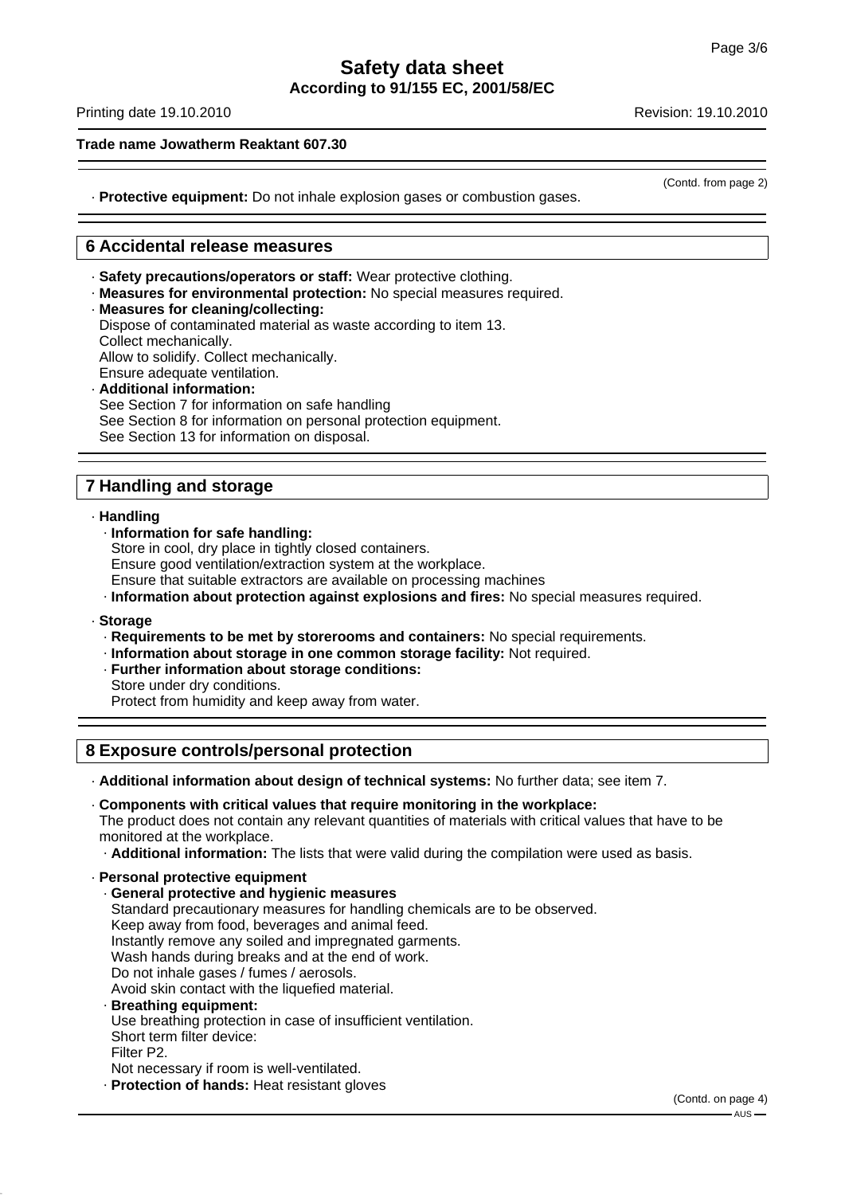(Contd. from page 2)

· **Protective equipment:** Do not inhale explosion gases or combustion gases.

## 6 Accidental release measures

· **Safety precautions/operators or staff:** Wear protective clothing.
· **Measures for environmental protection:** No special measures required.
· **Measures for cleaning/collecting:**
Dispose of contaminated material as waste according to item 13.
Collect mechanically.
Allow to solidify. Collect mechanically.
Ensure adequate ventilation.
· **Additional information:**
See Section 7 for information on safe handling
See Section 8 for information on personal protection equipment.
See Section 13 for information on disposal.

## 7 Handling and storage

· **Handling**
· **Information for safe handling:**
Store in cool, dry place in tightly closed containers.
Ensure good ventilation/extraction system at the workplace.
Ensure that suitable extractors are available on processing machines
· **Information about protection against explosions and fires:** No special measures required.

· **Storage**
· **Requirements to be met by storerooms and containers:** No special requirements.
· **Information about storage in one common storage facility:** Not required.
· **Further information about storage conditions:**
Store under dry conditions.
Protect from humidity and keep away from water.

## 8 Exposure controls/personal protection

· **Additional information about design of technical systems:** No further data; see item 7.

· **Components with critical values that require monitoring in the workplace:**
The product does not contain any relevant quantities of materials with critical values that have to be monitored at the workplace.
· **Additional information:** The lists that were valid during the compilation were used as basis.

· **Personal protective equipment**
· **General protective and hygienic measures**
Standard precautionary measures for handling chemicals are to be observed.
Keep away from food, beverages and animal feed.
Instantly remove any soiled and impregnated garments.
Wash hands during breaks and at the end of work.
Do not inhale gases / fumes / aerosols.
Avoid skin contact with the liquefied material.
· **Breathing equipment:**
Use breathing protection in case of insufficient ventilation.
Short term filter device:
Filter P2.
Not necessary if room is well-ventilated.
· **Protection of hands:** Heat resistant gloves

(Contd. on page 4)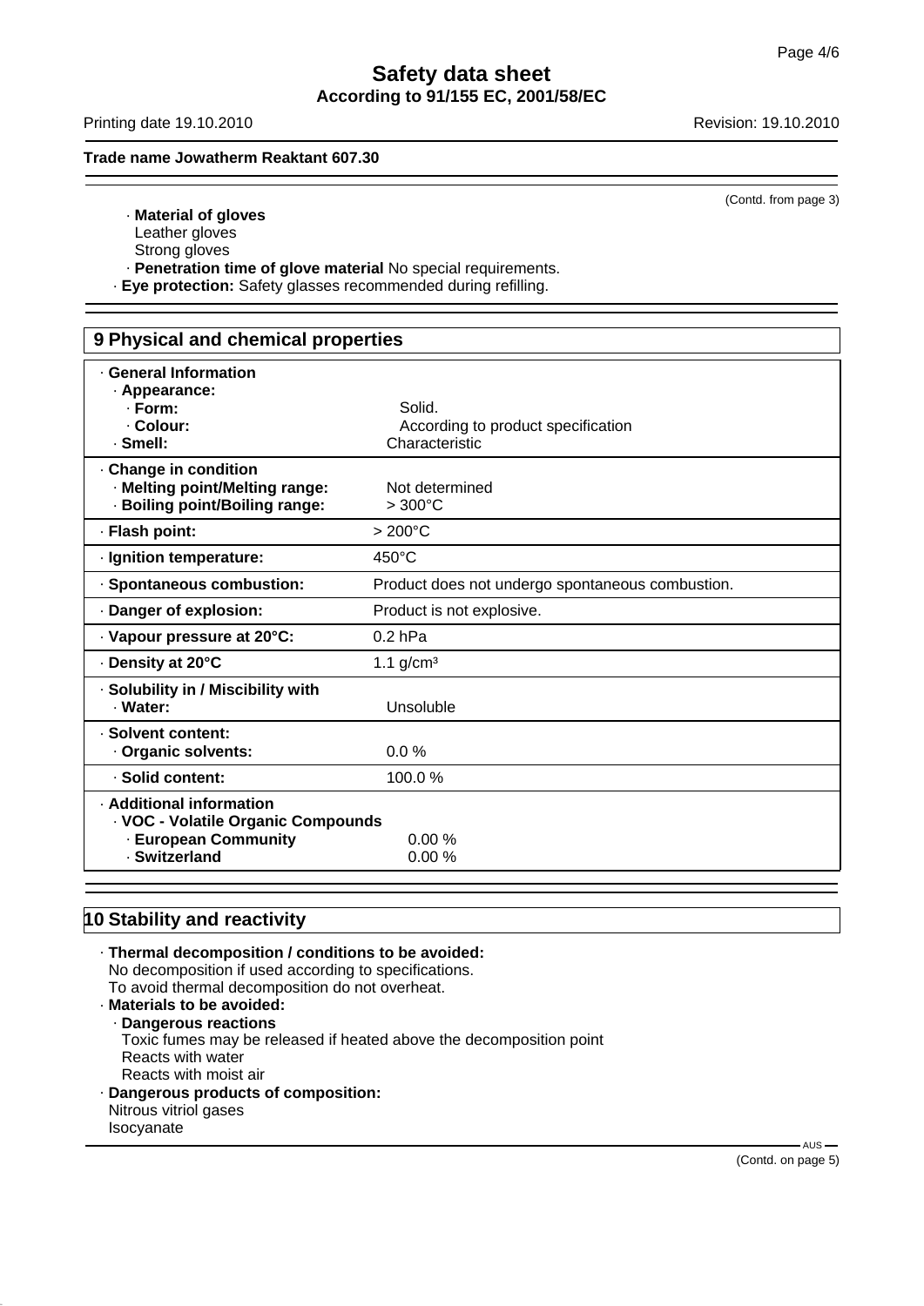**Trade name Jowatherm Reaktant 607.30**

(Contd. from page 3)

· **Material of gloves**
Leather gloves
Strong gloves

· **Penetration time of glove material** No special requirements.

· **Eye protection:** Safety glasses recommended during refilling.

## 9 Physical and chemical properties

| | |
|---|---|
| · **General Information** | |
| · **Appearance:** | |
| · **Form:** | Solid. |
| · **Colour:** | According to product specification |
| · **Smell:** | Characteristic |
| · **Change in condition** | |
| · **Melting point/Melting range:** | Not determined |
| · **Boiling point/Boiling range:** | > 300°C |
| · **Flash point:** | > 200°C |
| · **Ignition temperature:** | 450°C |
| · **Spontaneous combustion:** | Product does not undergo spontaneous combustion. |
| · **Danger of explosion:** | Product is not explosive. |
| · **Vapour pressure at 20°C:** | 0.2 hPa |
| · **Density at 20°C** | 1.1 g/cm³ |
| · **Solubility in / Miscibility with** | |
| · **Water:** | Unsoluble |
| · **Solvent content:** | |
| · **Organic solvents:** | 0.0 % |
| · **Solid content:** | 100.0 % |
| · **Additional information** | |
| · **VOC - Volatile Organic Compounds** | |
| · **European Community** | 0.00 % |
| · **Switzerland** | 0.00 % |

## 10 Stability and reactivity

· **Thermal decomposition / conditions to be avoided:**
No decomposition if used according to specifications.
To avoid thermal decomposition do not overheat.

· **Materials to be avoided:**

· **Dangerous reactions**
Toxic fumes may be released if heated above the decomposition point
Reacts with water
Reacts with moist air

· **Dangerous products of composition:**
Nitrous vitriol gases
Isocyanate

(Contd. on page 5)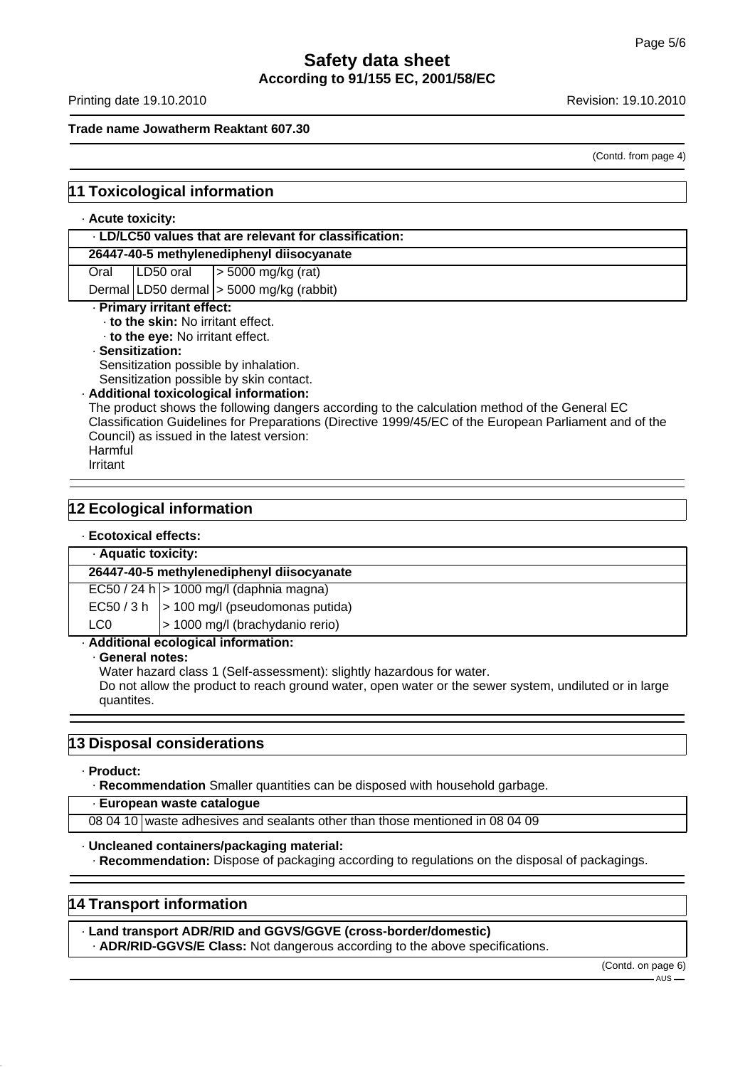# Safety data sheet

**According to 91/155 EC, 2001/58/EC**

Printing date 19.10.2010 Revision: 19.10.2010

**Trade name Jowatherm Reaktant 607.30**

(Contd. from page 4)

## 11 Toxicological information

· **Acute toxicity:**

| · **LD/LC50 values that are relevant for classification:** | | |
|---|---|---|
| **26447-40-5 methylenediphenyl diisocyanate** | | |
| Oral | LD50 oral | > 5000 mg/kg (rat) |
| Dermal | LD50 dermal | > 5000 mg/kg (rabbit) |

· **Primary irritant effect:**
· **to the skin:** No irritant effect.
· **to the eye:** No irritant effect.
· **Sensitization:**
Sensitization possible by inhalation.
Sensitization possible by skin contact.
· **Additional toxicological information:**
The product shows the following dangers according to the calculation method of the General EC Classification Guidelines for Preparations (Directive 1999/45/EC of the European Parliament and of the Council) as issued in the latest version:
Harmful
Irritant

## 12 Ecological information

· **Ecotoxical effects:**

| · **Aquatic toxicity:** | |
|---|---|
| **26447-40-5 methylenediphenyl diisocyanate** | |
| EC50 / 24 h | > 1000 mg/l (daphnia magna) |
| EC50 / 3 h | > 100 mg/l (pseudomonas putida) |
| LC0 | > 1000 mg/l (brachydanio rerio) |

· **Additional ecological information:**
· **General notes:**
Water hazard class 1 (Self-assessment): slightly hazardous for water.
Do not allow the product to reach ground water, open water or the sewer system, undiluted or in large quantites.

## 13 Disposal considerations

· **Product:**
· **Recommendation** Smaller quantities can be disposed with household garbage.

| · **European waste catalogue** | |
|---|---|
| 08 04 10 | waste adhesives and sealants other than those mentioned in 08 04 09 |

· **Uncleaned containers/packaging material:**
· **Recommendation:** Dispose of packaging according to regulations on the disposal of packagings.

## 14 Transport information

· **Land transport ADR/RID and GGVS/GGVE (cross-border/domestic)**
· **ADR/RID-GGVS/E Class:** Not dangerous according to the above specifications.

(Contd. on page 6)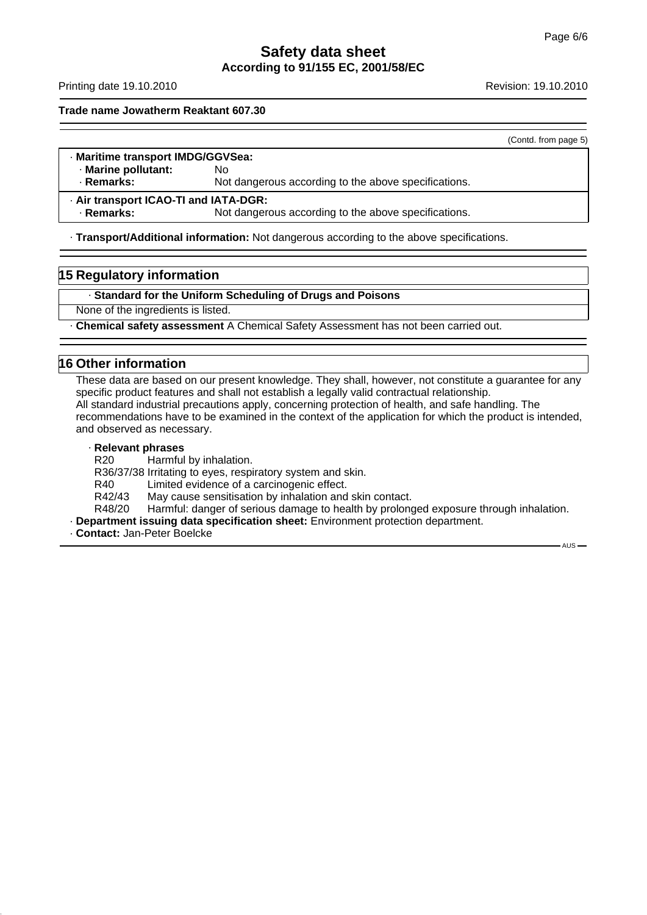(Contd. from page 5)

· **Maritime transport IMDG/GGVSea:**
  · **Marine pollutant:** No
  · **Remarks:** Not dangerous according to the above specifications.

· **Air transport ICAO-TI and IATA-DGR:**
  · **Remarks:** Not dangerous according to the above specifications.

· **Transport/Additional information:** Not dangerous according to the above specifications.

## 15 Regulatory information

· **Standard for the Uniform Scheduling of Drugs and Poisons**

None of the ingredients is listed.

· **Chemical safety assessment** A Chemical Safety Assessment has not been carried out.

## 16 Other information

These data are based on our present knowledge. They shall, however, not constitute a guarantee for any specific product features and shall not establish a legally valid contractual relationship.
All standard industrial precautions apply, concerning protection of health, and safe handling. The recommendations have to be examined in the context of the application for which the product is intended, and observed as necessary.

· **Relevant phrases**

R20 Harmful by inhalation.
R36/37/38 Irritating to eyes, respiratory system and skin.
R40 Limited evidence of a carcinogenic effect.
R42/43 May cause sensitisation by inhalation and skin contact.
R48/20 Harmful: danger of serious damage to health by prolonged exposure through inhalation.

· **Department issuing data specification sheet:** Environment protection department.

· **Contact:** Jan-Peter Boelcke